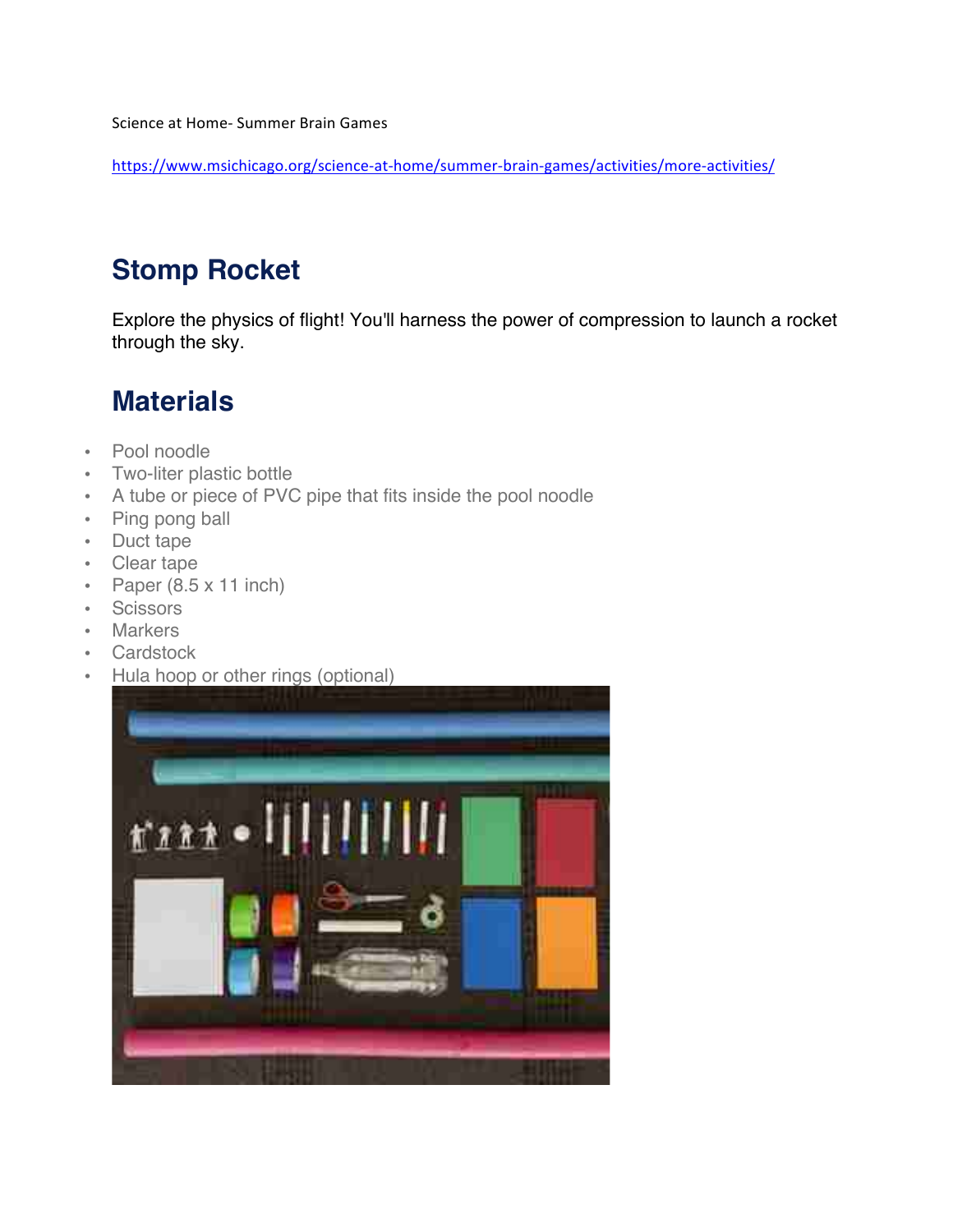Science at Home- Summer Brain Games

https://www.msichicago.org/science-at-home/summer-brain-games/activities/more-activities/

# Stomp Rocket

Explore the physics of flight! You'll harness the power of compression to launch a rocket through the sky.

## Materials

- Pool noodle
- Two-liter plastic bottle
- A tube or piece of PVC pipe that fits inside the pool noodle
- Ping pong ball
- Duct tape
- Clear tape
- Paper (8.5 x 11 inch)
- Scissors
- Markers
- Cardstock
- Hula hoop or other rings (optional)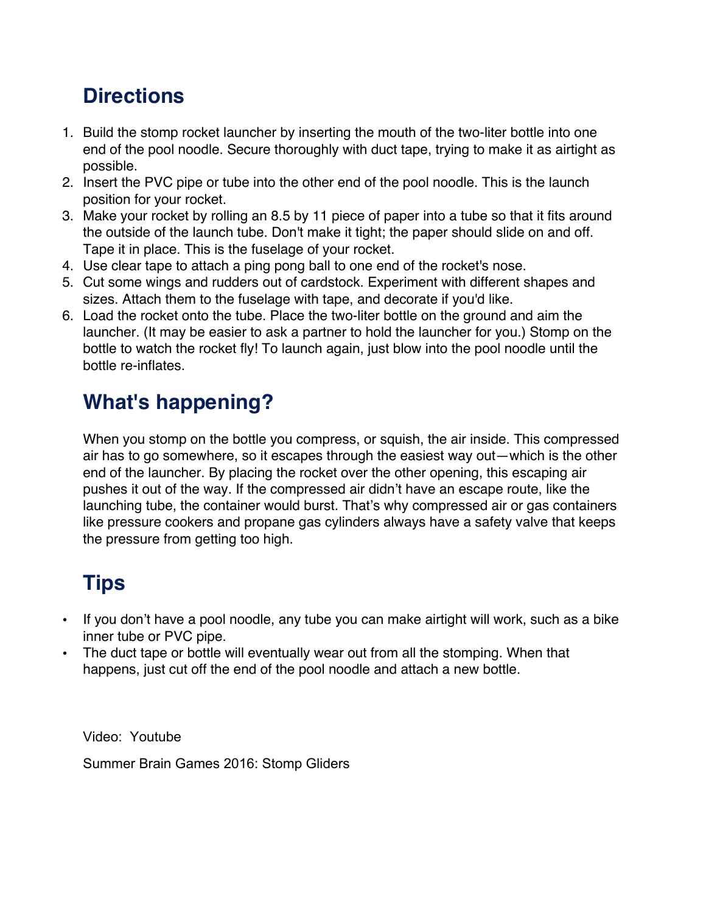## Directions

1. Build the stomp rocket launcher by inserting the mouth of the two-liter bottle into one end of the pool noodle. Secure thoroughly with duct tape, trying to make it as airtight as possible.
2. Insert the PVC pipe or tube into the other end of the pool noodle. This is the launch position for your rocket.
3. Make your rocket by rolling an 8.5 by 11 piece of paper into a tube so that it fits around the outside of the launch tube. Don't make it tight; the paper should slide on and off. Tape it in place. This is the fuselage of your rocket.
4. Use clear tape to attach a ping pong ball to one end of the rocket's nose.
5. Cut some wings and rudders out of cardstock. Experiment with different shapes and sizes. Attach them to the fuselage with tape, and decorate if you'd like.
6. Load the rocket onto the tube. Place the two-liter bottle on the ground and aim the launcher. (It may be easier to ask a partner to hold the launcher for you.) Stomp on the bottle to watch the rocket fly! To launch again, just blow into the pool noodle until the bottle re-inflates.

## What's happening?

When you stomp on the bottle you compress, or squish, the air inside. This compressed air has to go somewhere, so it escapes through the easiest way out—which is the other end of the launcher. By placing the rocket over the other opening, this escaping air pushes it out of the way. If the compressed air didn't have an escape route, like the launching tube, the container would burst. That's why compressed air or gas containers like pressure cookers and propane gas cylinders always have a safety valve that keeps the pressure from getting too high.

## Tips

- If you don't have a pool noodle, any tube you can make airtight will work, such as a bike inner tube or PVC pipe.
- The duct tape or bottle will eventually wear out from all the stomping. When that happens, just cut off the end of the pool noodle and attach a new bottle.

Video: Youtube

Summer Brain Games 2016: Stomp Gliders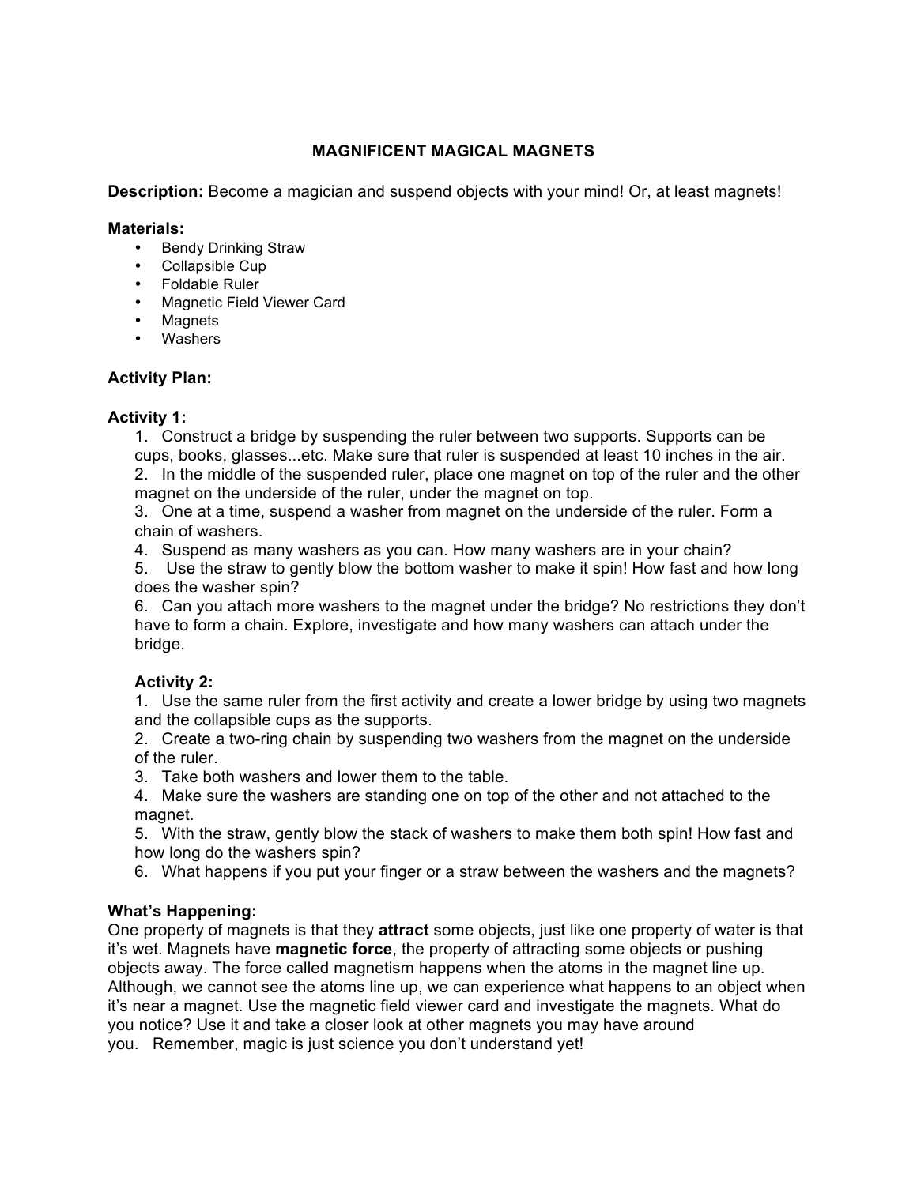# MAGNIFICENT MAGICAL MAGNETS

**Description:** Become a magician and suspend objects with your mind! Or, at least magnets!

**Materials:**

- Bendy Drinking Straw
- Collapsible Cup
- Foldable Ruler
- Magnetic Field Viewer Card
- Magnets
- Washers

**Activity Plan:**

**Activity 1:**

1. Construct a bridge by suspending the ruler between two supports. Supports can be cups, books, glasses...etc. Make sure that ruler is suspended at least 10 inches in the air.
2. In the middle of the suspended ruler, place one magnet on top of the ruler and the other magnet on the underside of the ruler, under the magnet on top.
3. One at a time, suspend a washer from magnet on the underside of the ruler. Form a chain of washers.
4. Suspend as many washers as you can. How many washers are in your chain?
5. Use the straw to gently blow the bottom washer to make it spin! How fast and how long does the washer spin?
6. Can you attach more washers to the magnet under the bridge? No restrictions they don't have to form a chain. Explore, investigate and how many washers can attach under the bridge.

**Activity 2:**

1. Use the same ruler from the first activity and create a lower bridge by using two magnets and the collapsible cups as the supports.
2. Create a two-ring chain by suspending two washers from the magnet on the underside of the ruler.
3. Take both washers and lower them to the table.
4. Make sure the washers are standing one on top of the other and not attached to the magnet.
5. With the straw, gently blow the stack of washers to make them both spin! How fast and how long do the washers spin?
6. What happens if you put your finger or a straw between the washers and the magnets?

**What's Happening:**

One property of magnets is that they **attract** some objects, just like one property of water is that it's wet. Magnets have **magnetic force**, the property of attracting some objects or pushing objects away. The force called magnetism happens when the atoms in the magnet line up. Although, we cannot see the atoms line up, we can experience what happens to an object when it's near a magnet. Use the magnetic field viewer card and investigate the magnets. What do you notice? Use it and take a closer look at other magnets you may have around you. Remember, magic is just science you don't understand yet!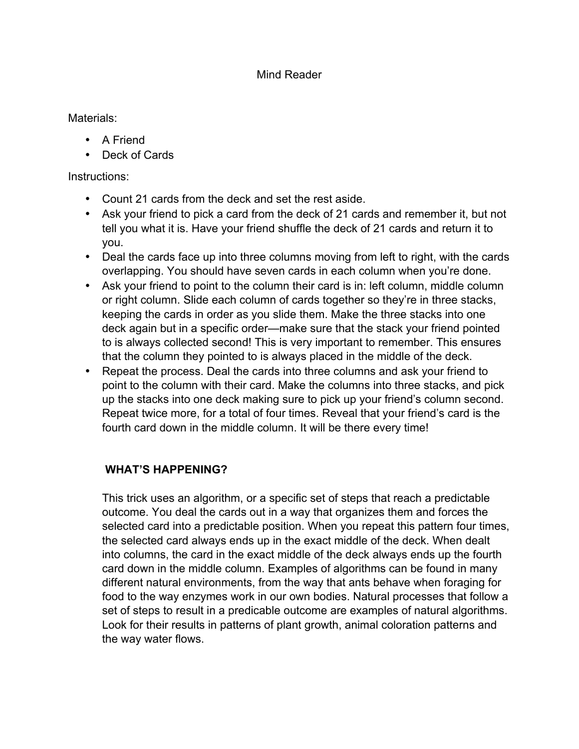# Mind Reader

Materials:

- A Friend
- Deck of Cards

Instructions:

- Count 21 cards from the deck and set the rest aside.
- Ask your friend to pick a card from the deck of 21 cards and remember it, but not tell you what it is. Have your friend shuffle the deck of 21 cards and return it to you.
- Deal the cards face up into three columns moving from left to right, with the cards overlapping. You should have seven cards in each column when you're done.
- Ask your friend to point to the column their card is in: left column, middle column or right column. Slide each column of cards together so they're in three stacks, keeping the cards in order as you slide them. Make the three stacks into one deck again but in a specific order—make sure that the stack your friend pointed to is always collected second! This is very important to remember. This ensures that the column they pointed to is always placed in the middle of the deck.
- Repeat the process. Deal the cards into three columns and ask your friend to point to the column with their card. Make the columns into three stacks, and pick up the stacks into one deck making sure to pick up your friend's column second. Repeat twice more, for a total of four times. Reveal that your friend's card is the fourth card down in the middle column. It will be there every time!

## WHAT'S HAPPENING?

This trick uses an algorithm, or a specific set of steps that reach a predictable outcome. You deal the cards out in a way that organizes them and forces the selected card into a predictable position. When you repeat this pattern four times, the selected card always ends up in the exact middle of the deck. When dealt into columns, the card in the exact middle of the deck always ends up the fourth card down in the middle column. Examples of algorithms can be found in many different natural environments, from the way that ants behave when foraging for food to the way enzymes work in our own bodies. Natural processes that follow a set of steps to result in a predicable outcome are examples of natural algorithms. Look for their results in patterns of plant growth, animal coloration patterns and the way water flows.